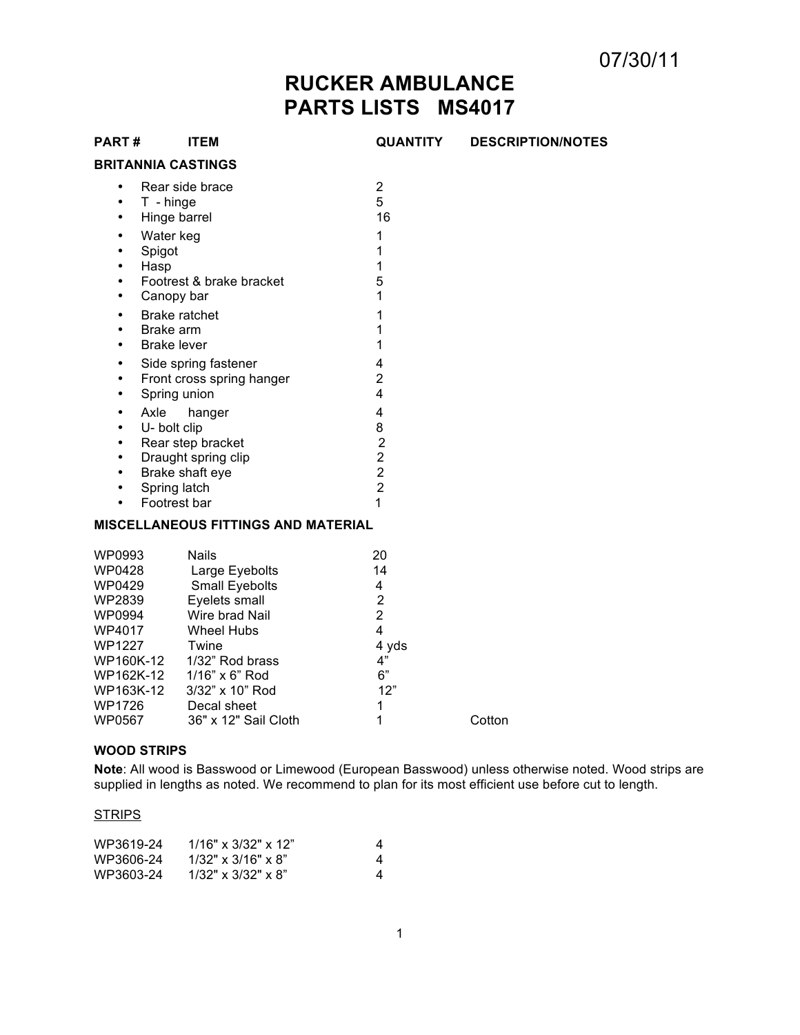07/30/11

# RUCKER AMBULANCE
# PARTS LISTS MS4017

| PART # | ITEM | QUANTITY | DESCRIPTION/NOTES |
|---|---|---|---|

**BRITANNIA CASTINGS**

| ITEM | QUANTITY |
|---|---|
| Rear side brace | 2 |
| T - hinge | 5 |
| Hinge barrel | 16 |
| Water keg | 1 |
| Spigot | 1 |
| Hasp | 1 |
| Footrest & brake bracket | 5 |
| Canopy bar | 1 |
| Brake ratchet | 1 |
| Brake arm | 1 |
| Brake lever | 1 |
| Side spring fastener | 4 |
| Front cross spring hanger | 2 |
| Spring union | 4 |
| Axle hanger | 4 |
| U- bolt clip | 8 |
| Rear step bracket | 2 |
| Draught spring clip | 2 |
| Brake shaft eye | 2 |
| Spring latch | 2 |
| Footrest bar | 1 |

**MISCELLANEOUS FITTINGS AND MATERIAL**

| PART # | ITEM | QUANTITY | DESCRIPTION/NOTES |
|---|---|---|---|
| WP0993 | Nails | 20 | |
| WP0428 | Large Eyebolts | 14 | |
| WP0429 | Small Eyebolts | 4 | |
| WP2839 | Eyelets small | 2 | |
| WP0994 | Wire brad Nail | 2 | |
| WP4017 | Wheel Hubs | 4 | |
| WP1227 | Twine | 4 yds | |
| WP160K-12 | 1/32" Rod brass | 4" | |
| WP162K-12 | 1/16" x 6" Rod | 6" | |
| WP163K-12 | 3/32" x 10" Rod | 12" | |
| WP1726 | Decal sheet | 1 | |
| WP0567 | 36" x 12" Sail Cloth | 1 | Cotton |

**WOOD STRIPS**

**Note**: All wood is Basswood or Limewood (European Basswood) unless otherwise noted. Wood strips are supplied in lengths as noted. We recommend to plan for its most efficient use before cut to length.

STRIPS

| PART # | ITEM | QUANTITY |
|---|---|---|
| WP3619-24 | 1/16" x 3/32" x 12" | 4 |
| WP3606-24 | 1/32" x 3/16" x 8" | 4 |
| WP3603-24 | 1/32" x 3/32" x 8" | 4 |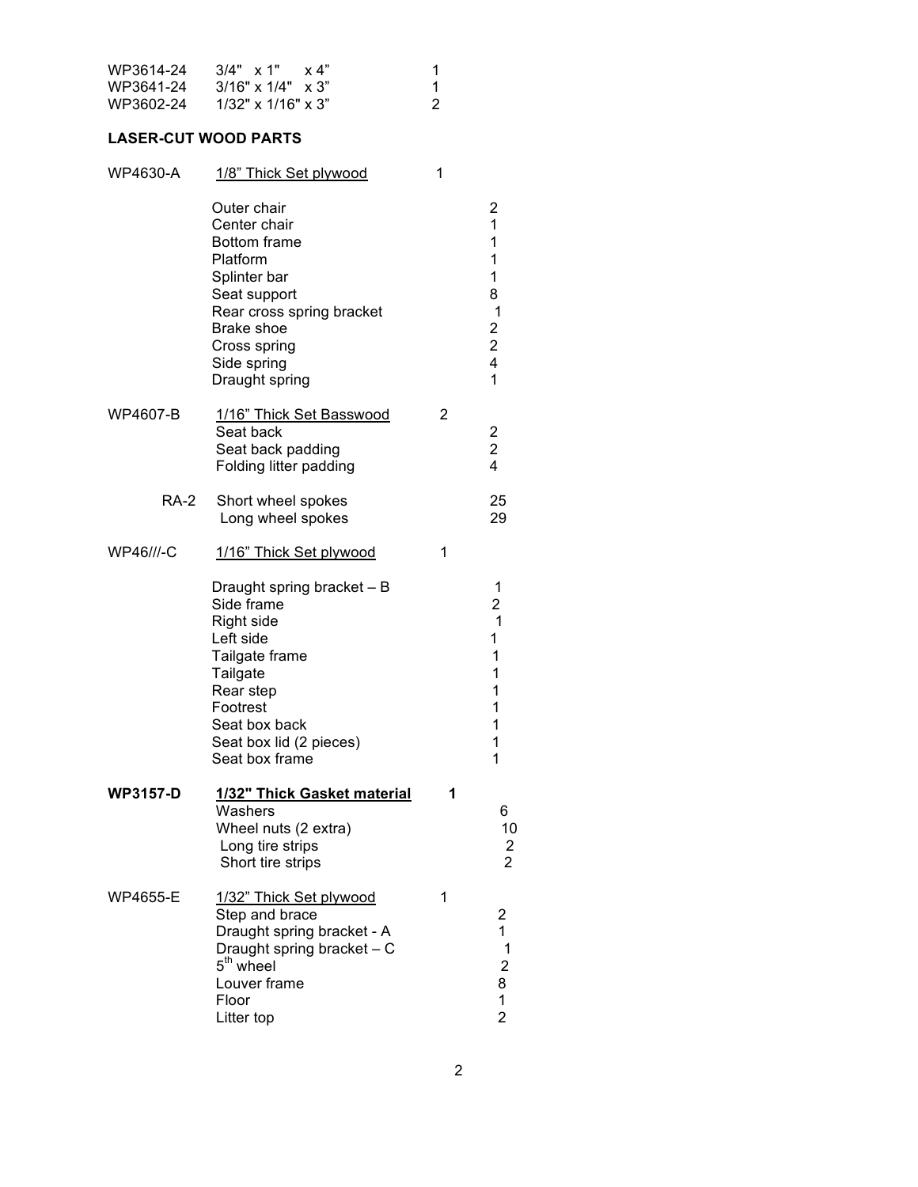| | | |
|---|---|---|
| WP3614-24 | 3/4" x 1" x 4" | 1 |
| WP3641-24 | 3/16" x 1/4" x 3" | 1 |
| WP3602-24 | 1/32" x 1/16" x 3" | 2 |

**LASER-CUT WOOD PARTS**

| | | | |
|---|---|---|---|
| WP4630-A | <u>1/8" Thick Set plywood</u> | 1 | |
| | Outer chair | | 2 |
| | Center chair | | 1 |
| | Bottom frame | | 1 |
| | Platform | | 1 |
| | Splinter bar | | 1 |
| | Seat support | | 8 |
| | Rear cross spring bracket | | 1 |
| | Brake shoe | | 2 |
| | Cross spring | | 2 |
| | Side spring | | 4 |
| | Draught spring | | 1 |
| WP4607-B | <u>1/16" Thick Set Basswood</u> | 2 | |
| | Seat back | | 2 |
| | Seat back padding | | 2 |
| | Folding litter padding | | 4 |
| RA-2 | Short wheel spokes | | 25 |
| | Long wheel spokes | | 29 |
| WP46///-C | <u>1/16" Thick Set plywood</u> | 1 | |
| | Draught spring bracket – B | | 1 |
| | Side frame | | 2 |
| | Right side | | 1 |
| | Left side | | 1 |
| | Tailgate frame | | 1 |
| | Tailgate | | 1 |
| | Rear step | | 1 |
| | Footrest | | 1 |
| | Seat box back | | 1 |
| | Seat box lid (2 pieces) | | 1 |
| | Seat box frame | | 1 |
| **WP3157-D** | **<u>1/32" Thick Gasket material</u>** | **1** | |
| | Washers | | 6 |
| | Wheel nuts (2 extra) | | 10 |
| | Long tire strips | | 2 |
| | Short tire strips | | 2 |
| WP4655-E | <u>1/32" Thick Set plywood</u> | 1 | |
| | Step and brace | | 2 |
| | Draught spring bracket - A | | 1 |
| | Draught spring bracket – C | | 1 |
| | 5th wheel | | 2 |
| | Louver frame | | 8 |
| | Floor | | 1 |
| | Litter top | | 2 |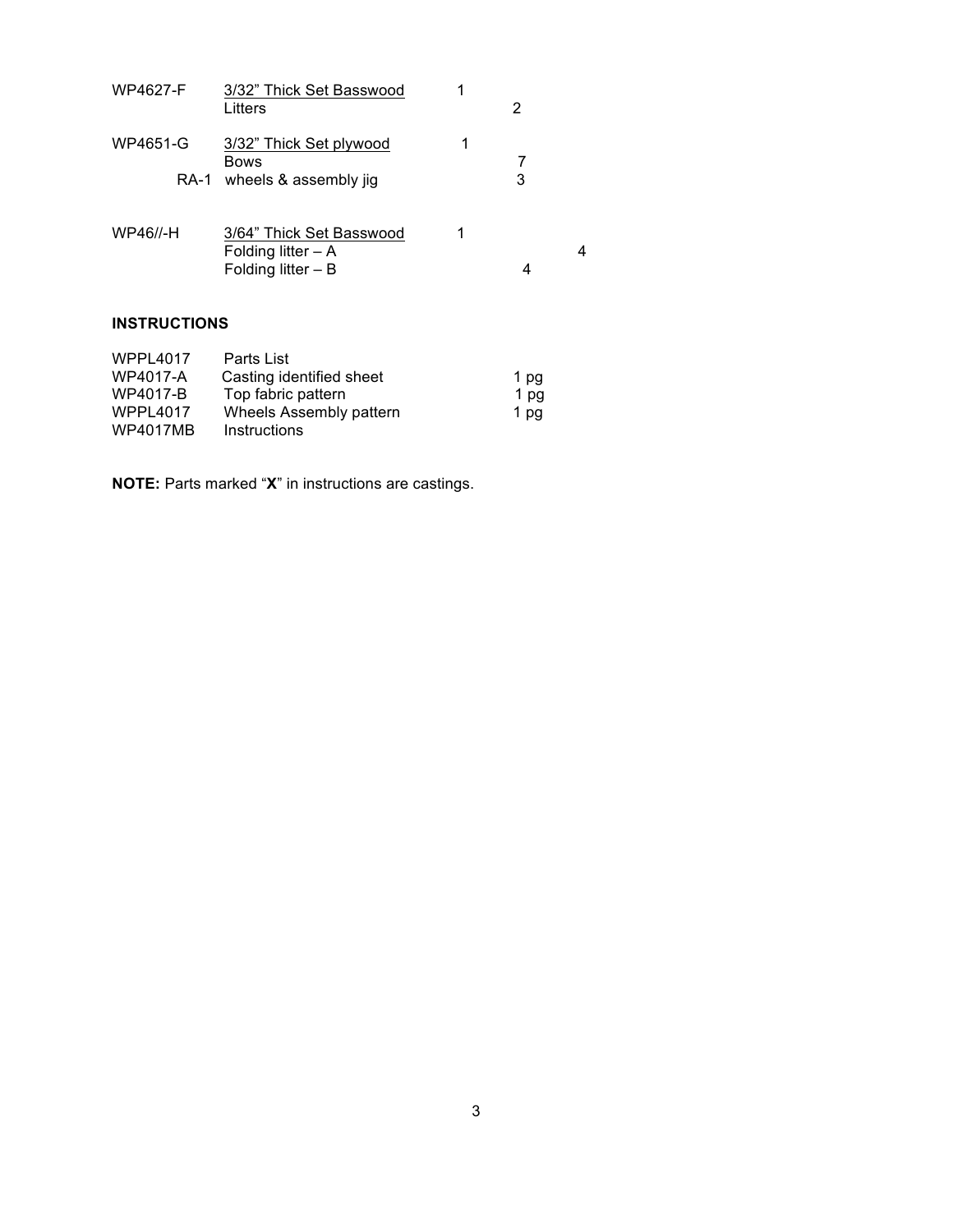| | | | | |
|---|---|---|---|---|
| WP4627-F | <u>3/32" Thick Set Basswood</u> | 1 | | |
| | Litters | | 2 | |
| WP4651-G | <u>3/32" Thick Set plywood</u> | 1 | | |
| | Bows | | 7 | |
| RA-1 | wheels & assembly jig | | 3 | |
| WP46//-H | <u>3/64" Thick Set Basswood</u> | 1 | | |
| | Folding litter – A | | | 4 |
| | Folding litter – B | | 4 | |

**INSTRUCTIONS**

| | | |
|---|---|---|
| WPPL4017 | Parts List | |
| WP4017-A | Casting identified sheet | 1 pg |
| WP4017-B | Top fabric pattern | 1 pg |
| WPPL4017 | Wheels Assembly pattern | 1 pg |
| WP4017MB | Instructions | |

**NOTE:** Parts marked "**X**" in instructions are castings.